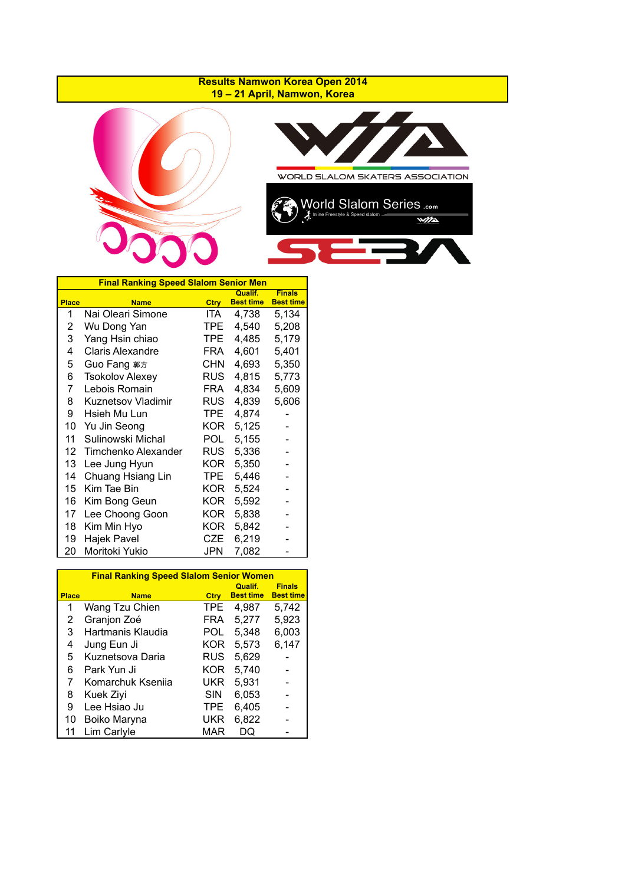# Results Namwon Korea Open 2014

## 19 – 21 April, Namwon, Korea

WORLD SLALOM SKATERS ASSOCIATION

World Slalom Series .com

Inline Freestyle & Speed slalom

### Final Ranking Speed Slalom Senior Men

| Place | Name | Ctry | Qualif. Best time | Finals Best time |
|---|---|---|---|---|
| 1 | Nai Oleari Simone | ITA | 4,738 | 5,134 |
| 2 | Wu Dong Yan | TPE | 4,540 | 5,208 |
| 3 | Yang Hsin chiao | TPE | 4,485 | 5,179 |
| 4 | Claris Alexandre | FRA | 4,601 | 5,401 |
| 5 | Guo Fang 郭方 | CHN | 4,693 | 5,350 |
| 6 | Tsokolov Alexey | RUS | 4,815 | 5,773 |
| 7 | Lebois Romain | FRA | 4,834 | 5,609 |
| 8 | Kuznetsov Vladimir | RUS | 4,839 | 5,606 |
| 9 | Hsieh Mu Lun | TPE | 4,874 | - |
| 10 | Yu Jin Seong | KOR | 5,125 | - |
| 11 | Sulinowski Michal | POL | 5,155 | - |
| 12 | Timchenko Alexander | RUS | 5,336 | - |
| 13 | Lee Jung Hyun | KOR | 5,350 | - |
| 14 | Chuang Hsiang Lin | TPE | 5,446 | - |
| 15 | Kim Tae Bin | KOR | 5,524 | - |
| 16 | Kim Bong Geun | KOR | 5,592 | - |
| 17 | Lee Choong Goon | KOR | 5,838 | - |
| 18 | Kim Min Hyo | KOR | 5,842 | - |
| 19 | Hajek Pavel | CZE | 6,219 | - |
| 20 | Moritoki Yukio | JPN | 7,082 | - |

### Final Ranking Speed Slalom Senior Women

| Place | Name | Ctry | Qualif. Best time | Finals Best time |
|---|---|---|---|---|
| 1 | Wang Tzu Chien | TPE | 4,987 | 5,742 |
| 2 | Granjon Zoé | FRA | 5,277 | 5,923 |
| 3 | Hartmanis Klaudia | POL | 5,348 | 6,003 |
| 4 | Jung Eun Ji | KOR | 5,573 | 6,147 |
| 5 | Kuznetsova Daria | RUS | 5,629 | - |
| 6 | Park Yun Ji | KOR | 5,740 | - |
| 7 | Komarchuk Kseniia | UKR | 5,931 | - |
| 8 | Kuek Ziyi | SIN | 6,053 | - |
| 9 | Lee Hsiao Ju | TPE | 6,405 | - |
| 10 | Boiko Maryna | UKR | 6,822 | - |
| 11 | Lim Carlyle | MAR | DQ | - |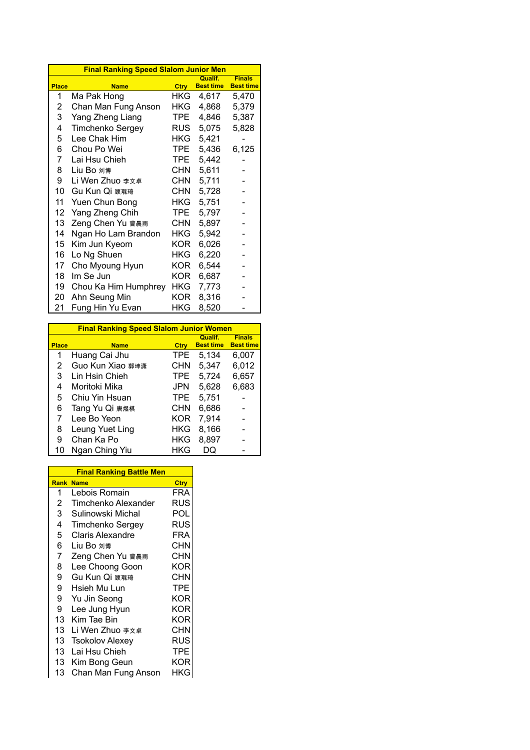| Final Ranking Speed Slalom Junior Men | | | | |
|---|---|---|---|---|
| Place | Name | Ctry | Qualif. Best time | Finals Best time |
| 1 | Ma Pak Hong | HKG | 4,617 | 5,470 |
| 2 | Chan Man Fung Anson | HKG | 4,868 | 5,379 |
| 3 | Yang Zheng Liang | TPE | 4,846 | 5,387 |
| 4 | Timchenko Sergey | RUS | 5,075 | 5,828 |
| 5 | Lee Chak Him | HKG | 5,421 | - |
| 6 | Chou Po Wei | TPE | 5,436 | 6,125 |
| 7 | Lai Hsu Chieh | TPE | 5,442 | - |
| 8 | Liu Bo 刘博 | CHN | 5,611 | - |
| 9 | Li Wen Zhuo 李文卓 | CHN | 5,711 | - |
| 10 | Gu Kun Qi 顾琨琦 | CHN | 5,728 | - |
| 11 | Yuen Chun Bong | HKG | 5,751 | - |
| 12 | Yang Zheng Chih | TPE | 5,797 | - |
| 13 | Zeng Chen Yu 曾晨雨 | CHN | 5,897 | - |
| 14 | Ngan Ho Lam Brandon | HKG | 5,942 | - |
| 15 | Kim Jun Kyeom | KOR | 6,026 | - |
| 16 | Lo Ng Shuen | HKG | 6,220 | - |
| 17 | Cho Myoung Hyun | KOR | 6,544 | - |
| 18 | Im Se Jun | KOR | 6,687 | - |
| 19 | Chou Ka Him Humphrey | HKG | 7,773 | - |
| 20 | Ahn Seung Min | KOR | 8,316 | - |
| 21 | Fung Hin Yu Evan | HKG | 8,520 | - |

| Final Ranking Speed Slalom Junior Women | | | | |
|---|---|---|---|---|
| Place | Name | Ctry | Qualif. Best time | Finals Best time |
| 1 | Huang Cai Jhu | TPE | 5,134 | 6,007 |
| 2 | Guo Kun Xiao 郭坤潇 | CHN | 5,347 | 6,012 |
| 3 | Lin Hsin Chieh | TPE | 5,724 | 6,657 |
| 4 | Moritoki Mika | JPN | 5,628 | 6,683 |
| 5 | Chiu Yin Hsuan | TPE | 5,751 | - |
| 6 | Tang Yu Qi 唐煜棋 | CHN | 6,686 | - |
| 7 | Lee Bo Yeon | KOR | 7,914 | - |
| 8 | Leung Yuet Ling | HKG | 8,166 | - |
| 9 | Chan Ka Po | HKG | 8,897 | - |
| 10 | Ngan Ching Yiu | HKG | DQ | - |

| Final Ranking Battle Men | | |
|---|---|---|
| Rank | Name | Ctry |
| 1 | Lebois Romain | FRA |
| 2 | Timchenko Alexander | RUS |
| 3 | Sulinowski Michal | POL |
| 4 | Timchenko Sergey | RUS |
| 5 | Claris Alexandre | FRA |
| 6 | Liu Bo 刘博 | CHN |
| 7 | Zeng Chen Yu 曾晨雨 | CHN |
| 8 | Lee Choong Goon | KOR |
| 9 | Gu Kun Qi 顾琨琦 | CHN |
| 9 | Hsieh Mu Lun | TPE |
| 9 | Yu Jin Seong | KOR |
| 9 | Lee Jung Hyun | KOR |
| 13 | Kim Tae Bin | KOR |
| 13 | Li Wen Zhuo 李文卓 | CHN |
| 13 | Tsokolov Alexey | RUS |
| 13 | Lai Hsu Chieh | TPE |
| 13 | Kim Bong Geun | KOR |
| 13 | Chan Man Fung Anson | HKG |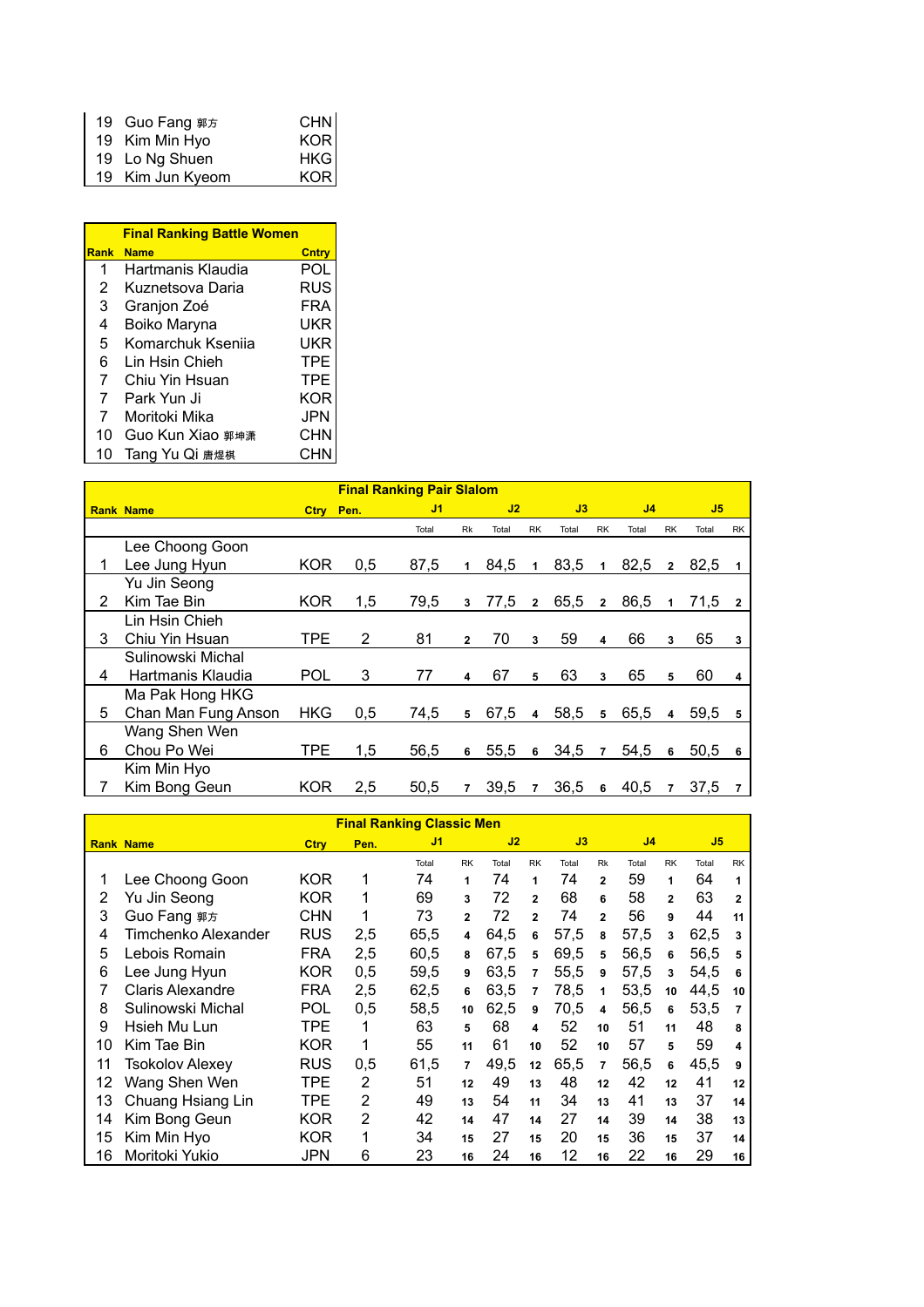| Rank | Name | Cntry |
|---|---|---|
| 19 | Guo Fang 郭方 | CHN |
| 19 | Kim Min Hyo | KOR |
| 19 | Lo Ng Shuen | HKG |
| 19 | Kim Jun Kyeom | KOR |

**Final Ranking Battle Women**

| Rank | Name | Cntry |
|---|---|---|
| 1 | Hartmanis Klaudia | POL |
| 2 | Kuznetsova Daria | RUS |
| 3 | Granjon Zoé | FRA |
| 4 | Boiko Maryna | UKR |
| 5 | Komarchuk Kseniia | UKR |
| 6 | Lin Hsin Chieh | TPE |
| 7 | Chiu Yin Hsuan | TPE |
| 7 | Park Yun Ji | KOR |
| 7 | Moritoki Mika | JPN |
| 10 | Guo Kun Xiao 郭坤潇 | CHN |
| 10 | Tang Yu Qi 唐煜棋 | CHN |

**Final Ranking Pair Slalom**

| Rank | Name | Ctry | Pen. | J1 | | J2 | | J3 | | J4 | | J5 | |
|---|---|---|---|---|---|---|---|---|---|---|---|---|---|
| | | | | Total | Rk | Total | RK | Total | RK | Total | RK | Total | RK |
| 1 | Lee Choong Goon<br>Lee Jung Hyun | KOR | 0,5 | 87,5 | 1 | 84,5 | 1 | 83,5 | 1 | 82,5 | 2 | 82,5 | 1 |
| 2 | Yu Jin Seong<br>Kim Tae Bin | KOR | 1,5 | 79,5 | 3 | 77,5 | 2 | 65,5 | 2 | 86,5 | 1 | 71,5 | 2 |
| 3 | Lin Hsin Chieh<br>Chiu Yin Hsuan | TPE | 2 | 81 | 2 | 70 | 3 | 59 | 4 | 66 | 3 | 65 | 3 |
| 4 | Sulinowski Michal<br>Hartmanis Klaudia | POL | 3 | 77 | 4 | 67 | 5 | 63 | 3 | 65 | 5 | 60 | 4 |
| 5 | Ma Pak Hong HKG<br>Chan Man Fung Anson | HKG | 0,5 | 74,5 | 5 | 67,5 | 4 | 58,5 | 5 | 65,5 | 4 | 59,5 | 5 |
| 6 | Wang Shen Wen<br>Chou Po Wei | TPE | 1,5 | 56,5 | 6 | 55,5 | 6 | 34,5 | 7 | 54,5 | 6 | 50,5 | 6 |
| 7 | Kim Min Hyo<br>Kim Bong Geun | KOR | 2,5 | 50,5 | 7 | 39,5 | 7 | 36,5 | 6 | 40,5 | 7 | 37,5 | 7 |

**Final Ranking Classic Men**

| Rank | Name | Ctry | Pen. | J1 | | J2 | | J3 | | J4 | | J5 | |
|---|---|---|---|---|---|---|---|---|---|---|---|---|---|
| | | | | Total | RK | Total | RK | Total | Rk | Total | RK | Total | RK |
| 1 | Lee Choong Goon | KOR | 1 | 74 | 1 | 74 | 1 | 74 | 2 | 59 | 1 | 64 | 1 |
| 2 | Yu Jin Seong | KOR | 1 | 69 | 3 | 72 | 2 | 68 | 6 | 58 | 2 | 63 | 2 |
| 3 | Guo Fang 郭方 | CHN | 1 | 73 | 2 | 72 | 2 | 74 | 2 | 56 | 9 | 44 | 11 |
| 4 | Timchenko Alexander | RUS | 2,5 | 65,5 | 4 | 64,5 | 6 | 57,5 | 8 | 57,5 | 3 | 62,5 | 3 |
| 5 | Lebois Romain | FRA | 2,5 | 60,5 | 8 | 67,5 | 5 | 69,5 | 5 | 56,5 | 6 | 56,5 | 5 |
| 6 | Lee Jung Hyun | KOR | 0,5 | 59,5 | 9 | 63,5 | 7 | 55,5 | 9 | 57,5 | 3 | 54,5 | 6 |
| 7 | Claris Alexandre | FRA | 2,5 | 62,5 | 6 | 63,5 | 7 | 78,5 | 1 | 53,5 | 10 | 44,5 | 10 |
| 8 | Sulinowski Michal | POL | 0,5 | 58,5 | 10 | 62,5 | 9 | 70,5 | 4 | 56,5 | 6 | 53,5 | 7 |
| 9 | Hsieh Mu Lun | TPE | 1 | 63 | 5 | 68 | 4 | 52 | 10 | 51 | 11 | 48 | 8 |
| 10 | Kim Tae Bin | KOR | 1 | 55 | 11 | 61 | 10 | 52 | 10 | 57 | 5 | 59 | 4 |
| 11 | Tsokolov Alexey | RUS | 0,5 | 61,5 | 7 | 49,5 | 12 | 65,5 | 7 | 56,5 | 6 | 45,5 | 9 |
| 12 | Wang Shen Wen | TPE | 2 | 51 | 12 | 49 | 13 | 48 | 12 | 42 | 12 | 41 | 12 |
| 13 | Chuang Hsiang Lin | TPE | 2 | 49 | 13 | 54 | 11 | 34 | 13 | 41 | 13 | 37 | 14 |
| 14 | Kim Bong Geun | KOR | 2 | 42 | 14 | 47 | 14 | 27 | 14 | 39 | 14 | 38 | 13 |
| 15 | Kim Min Hyo | KOR | 1 | 34 | 15 | 27 | 15 | 20 | 15 | 36 | 15 | 37 | 14 |
| 16 | Moritoki Yukio | JPN | 6 | 23 | 16 | 24 | 16 | 12 | 16 | 22 | 16 | 29 | 16 |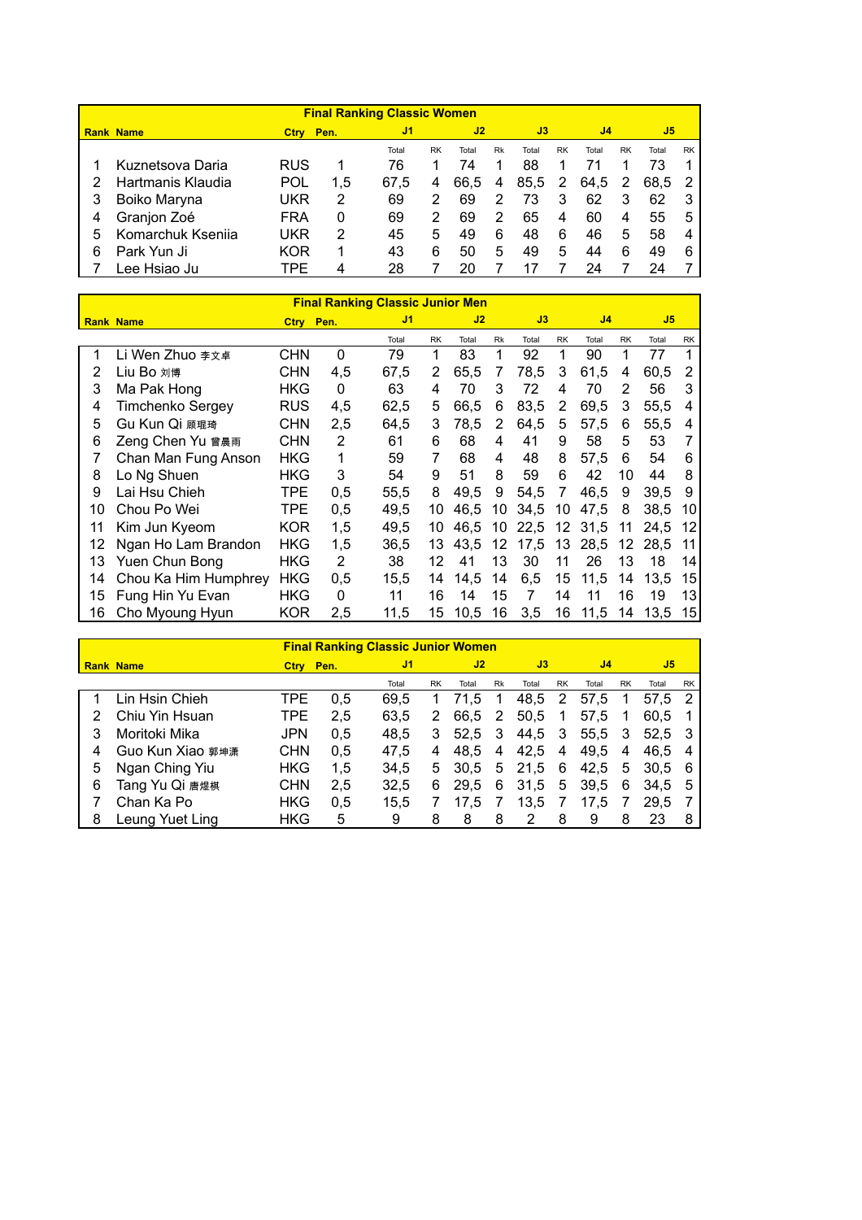## Final Ranking Classic Women

| Rank | Name | Ctry | Pen. | J1 | | J2 | | J3 | | J4 | | J5 | |
|---|---|---|---|---|---|---|---|---|---|---|---|---|---|
| | | | | Total | RK | Total | Rk | Total | RK | Total | RK | Total | RK |
| 1 | Kuznetsova Daria | RUS | 1 | 76 | 1 | 74 | 1 | 88 | 1 | 71 | 1 | 73 | 1 |
| 2 | Hartmanis Klaudia | POL | 1,5 | 67,5 | 4 | 66,5 | 4 | 85,5 | 2 | 64,5 | 2 | 68,5 | 2 |
| 3 | Boiko Maryna | UKR | 2 | 69 | 2 | 69 | 2 | 73 | 3 | 62 | 3 | 62 | 3 |
| 4 | Granjon Zoé | FRA | 0 | 69 | 2 | 69 | 2 | 65 | 4 | 60 | 4 | 55 | 5 |
| 5 | Komarchuk Ksenia | UKR | 2 | 45 | 5 | 49 | 6 | 48 | 6 | 46 | 5 | 58 | 4 |
| 6 | Park Yun Ji | KOR | 1 | 43 | 6 | 50 | 5 | 49 | 5 | 44 | 6 | 49 | 6 |
| 7 | Lee Hsiao Ju | TPE | 4 | 28 | 7 | 20 | 7 | 17 | 7 | 24 | 7 | 24 | 7 |

## Final Ranking Classic Junior Men

| Rank | Name | Ctry | Pen. | J1 | | J2 | | J3 | | J4 | | J5 | |
|---|---|---|---|---|---|---|---|---|---|---|---|---|---|
| | | | | Total | RK | Total | Rk | Total | RK | Total | RK | Total | RK |
| 1 | Li Wen Zhuo 李文卓 | CHN | 0 | 79 | 1 | 83 | 1 | 92 | 1 | 90 | 1 | 77 | 1 |
| 2 | Liu Bo 刘博 | CHN | 4,5 | 67,5 | 2 | 65,5 | 7 | 78,5 | 3 | 61,5 | 4 | 60,5 | 2 |
| 3 | Ma Pak Hong | HKG | 0 | 63 | 4 | 70 | 3 | 72 | 4 | 70 | 2 | 56 | 3 |
| 4 | Timchenko Sergey | RUS | 4,5 | 62,5 | 5 | 66,5 | 6 | 83,5 | 2 | 69,5 | 3 | 55,5 | 4 |
| 5 | Gu Kun Qi 顾琨琦 | CHN | 2,5 | 64,5 | 3 | 78,5 | 2 | 64,5 | 5 | 57,5 | 6 | 55,5 | 4 |
| 6 | Zeng Chen Yu 曾晨雨 | CHN | 2 | 61 | 6 | 68 | 4 | 41 | 9 | 58 | 5 | 53 | 7 |
| 7 | Chan Man Fung Anson | HKG | 1 | 59 | 7 | 68 | 4 | 48 | 8 | 57,5 | 6 | 54 | 6 |
| 8 | Lo Ng Shuen | HKG | 3 | 54 | 9 | 51 | 8 | 59 | 6 | 42 | 10 | 44 | 8 |
| 9 | Lai Hsu Chieh | TPE | 0,5 | 55,5 | 8 | 49,5 | 9 | 54,5 | 7 | 46,5 | 9 | 39,5 | 9 |
| 10 | Chou Po Wei | TPE | 0,5 | 49,5 | 10 | 46,5 | 10 | 34,5 | 10 | 47,5 | 8 | 38,5 | 10 |
| 11 | Kim Jun Kyeom | KOR | 1,5 | 49,5 | 10 | 46,5 | 10 | 22,5 | 12 | 31,5 | 11 | 24,5 | 12 |
| 12 | Ngan Ho Lam Brandon | HKG | 1,5 | 36,5 | 13 | 43,5 | 12 | 17,5 | 13 | 28,5 | 12 | 28,5 | 11 |
| 13 | Yuen Chun Bong | HKG | 2 | 38 | 12 | 41 | 13 | 30 | 11 | 26 | 13 | 18 | 14 |
| 14 | Chou Ka Him Humphrey | HKG | 0,5 | 15,5 | 14 | 14,5 | 14 | 6,5 | 15 | 11,5 | 14 | 13,5 | 15 |
| 15 | Fung Hin Yu Evan | HKG | 0 | 11 | 16 | 14 | 15 | 7 | 14 | 11 | 16 | 19 | 13 |
| 16 | Cho Myoung Hyun | KOR | 2,5 | 11,5 | 15 | 10,5 | 16 | 3,5 | 16 | 11,5 | 14 | 13,5 | 15 |

## Final Ranking Classic Junior Women

| Rank | Name | Ctry | Pen. | J1 | | J2 | | J3 | | J4 | | J5 | |
|---|---|---|---|---|---|---|---|---|---|---|---|---|---|
| | | | | Total | RK | Total | Rk | Total | RK | Total | RK | Total | RK |
| 1 | Lin Hsin Chieh | TPE | 0,5 | 69,5 | 1 | 71,5 | 1 | 48,5 | 2 | 57,5 | 1 | 57,5 | 2 |
| 2 | Chiu Yin Hsuan | TPE | 2,5 | 63,5 | 2 | 66,5 | 2 | 50,5 | 1 | 57,5 | 1 | 60,5 | 1 |
| 3 | Moritoki Mika | JPN | 0,5 | 48,5 | 3 | 52,5 | 3 | 44,5 | 3 | 55,5 | 3 | 52,5 | 3 |
| 4 | Guo Kun Xiao 郭坤潇 | CHN | 0,5 | 47,5 | 4 | 48,5 | 4 | 42,5 | 4 | 49,5 | 4 | 46,5 | 4 |
| 5 | Ngan Ching Yiu | HKG | 1,5 | 34,5 | 5 | 30,5 | 5 | 21,5 | 6 | 42,5 | 5 | 30,5 | 6 |
| 6 | Tang Yu Qi 唐煜棋 | CHN | 2,5 | 32,5 | 6 | 29,5 | 6 | 31,5 | 5 | 39,5 | 6 | 34,5 | 5 |
| 7 | Chan Ka Po | HKG | 0,5 | 15,5 | 7 | 17,5 | 7 | 13,5 | 7 | 17,5 | 7 | 29,5 | 7 |
| 8 | Leung Yuet Ling | HKG | 5 | 9 | 8 | 8 | 8 | 2 | 8 | 9 | 8 | 23 | 8 |